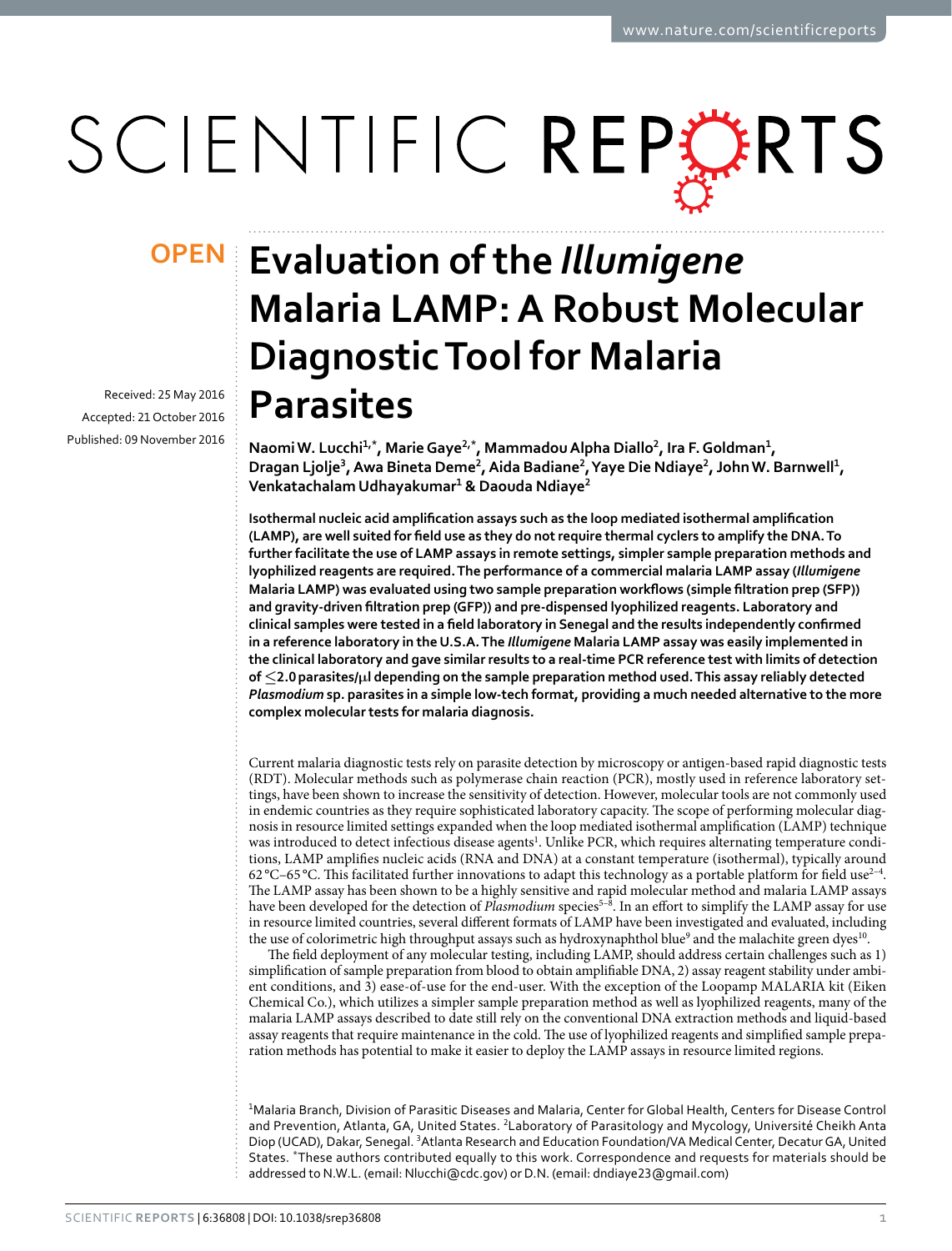# Evaluation of the *Illumigene* Malaria LAMP: A Robust Molecular Diagnostic Tool for Malaria Parasites

**OPEN**

Received: 25 May 2016
Accepted: 21 October 2016
Published: 09 November 2016

**Naomi W. Lucchi[1,*], Marie Gaye[2,*], Mammadou Alpha Diallo[2], Ira F. Goldman[1], Dragan Ljolje[3], Awa Bineta Deme[2], Aida Badiane[2], Yaye Die Ndiaye[2], John W. Barnwell[1], Venkatachalam Udhayakumar[1] & Daouda Ndiaye[2]**

**Isothermal nucleic acid amplification assays such as the loop mediated isothermal amplification (LAMP), are well suited for field use as they do not require thermal cyclers to amplify the DNA. To further facilitate the use of LAMP assays in remote settings, simpler sample preparation methods and lyophilized reagents are required. The performance of a commercial malaria LAMP assay (*Illumigene* Malaria LAMP) was evaluated using two sample preparation workflows (simple filtration prep (SFP)) and gravity-driven filtration prep (GFP)) and pre-dispensed lyophilized reagents. Laboratory and clinical samples were tested in a field laboratory in Senegal and the results independently confirmed in a reference laboratory in the U.S.A. The *Illumigene* Malaria LAMP assay was easily implemented in the clinical laboratory and gave similar results to a real-time PCR reference test with limits of detection of ≤2.0 parasites/μl depending on the sample preparation method used. This assay reliably detected *Plasmodium* sp. parasites in a simple low-tech format, providing a much needed alternative to the more complex molecular tests for malaria diagnosis.**

Current malaria diagnostic tests rely on parasite detection by microscopy or antigen-based rapid diagnostic tests (RDT). Molecular methods such as polymerase chain reaction (PCR), mostly used in reference laboratory settings, have been shown to increase the sensitivity of detection. However, molecular tools are not commonly used in endemic countries as they require sophisticated laboratory capacity. The scope of performing molecular diagnosis in resource limited settings expanded when the loop mediated isothermal amplification (LAMP) technique was introduced to detect infectious disease agents[1]. Unlike PCR, which requires alternating temperature conditions, LAMP amplifies nucleic acids (RNA and DNA) at a constant temperature (isothermal), typically around 62 °C–65 °C. This facilitated further innovations to adapt this technology as a portable platform for field use[2–4]. The LAMP assay has been shown to be a highly sensitive and rapid molecular method and malaria LAMP assays have been developed for the detection of *Plasmodium* species[5–8]. In an effort to simplify the LAMP assay for use in resource limited countries, several different formats of LAMP have been investigated and evaluated, including the use of colorimetric high throughput assays such as hydroxynaphthol blue[9] and the malachite green dyes[10].

The field deployment of any molecular testing, including LAMP, should address certain challenges such as 1) simplification of sample preparation from blood to obtain amplifiable DNA, 2) assay reagent stability under ambient conditions, and 3) ease-of-use for the end-user. With the exception of the Loopamp MALARIA kit (Eiken Chemical Co.), which utilizes a simpler sample preparation method as well as lyophilized reagents, many of the malaria LAMP assays described to date still rely on the conventional DNA extraction methods and liquid-based assay reagents that require maintenance in the cold. The use of lyophilized reagents and simplified sample preparation methods has potential to make it easier to deploy the LAMP assays in resource limited regions.

[1]Malaria Branch, Division of Parasitic Diseases and Malaria, Center for Global Health, Centers for Disease Control and Prevention, Atlanta, GA, United States. [2]Laboratory of Parasitology and Mycology, Université Cheikh Anta Diop (UCAD), Dakar, Senegal. [3]Atlanta Research and Education Foundation/VA Medical Center, Decatur GA, United States. *These authors contributed equally to this work. Correspondence and requests for materials should be addressed to N.W.L. (email: Nlucchi@cdc.gov) or D.N. (email: dndiaye23@gmail.com)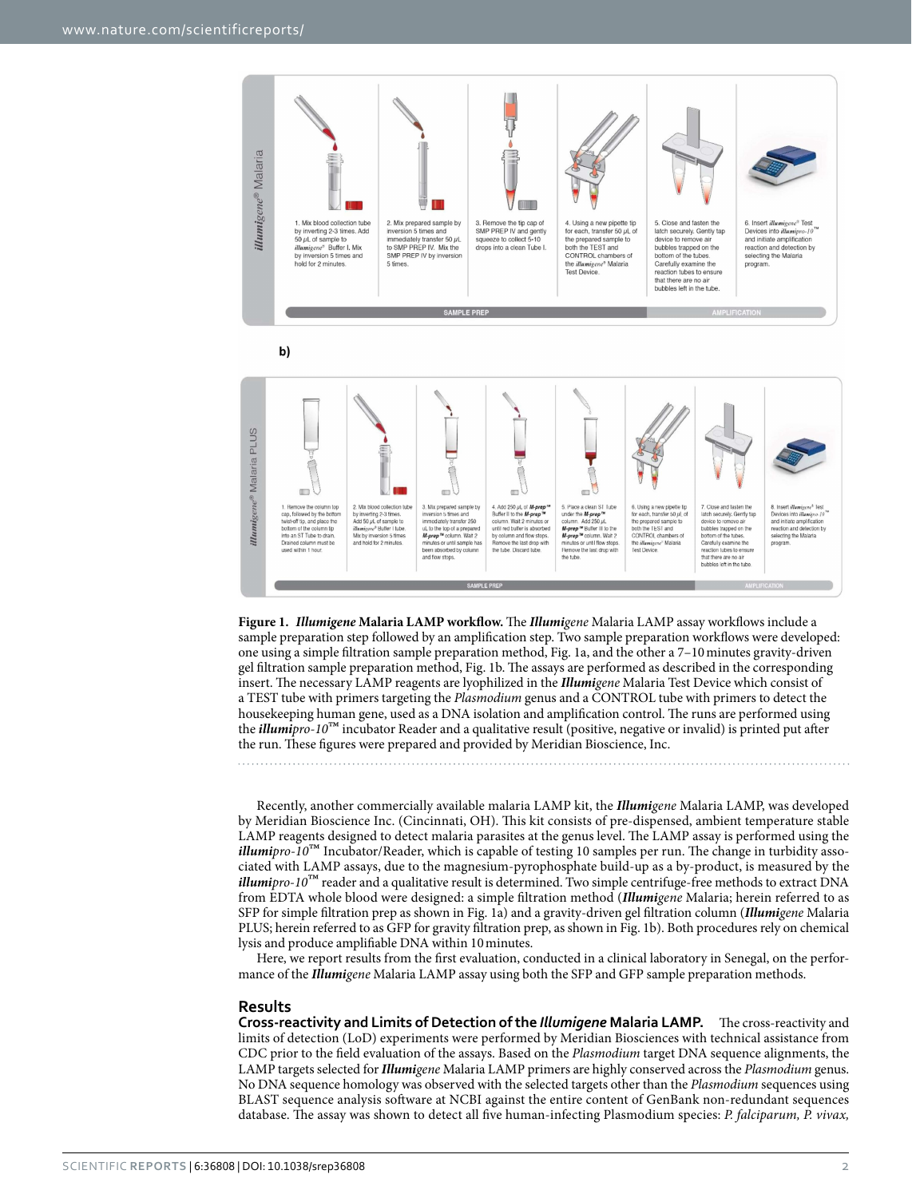**Figure 1. *Illumigene* Malaria LAMP workflow.** The ***Illumi**gene* Malaria LAMP assay workflows include a sample preparation step followed by an amplification step. Two sample preparation workflows were developed: one using a simple filtration sample preparation method, Fig. 1a, and the other a 7–10 minutes gravity-driven gel filtration sample preparation method, Fig. 1b. The assays are performed as described in the corresponding insert. The necessary LAMP reagents are lyophilized in the ***Illumi**gene* Malaria Test Device which consist of a TEST tube with primers targeting the *Plasmodium* genus and a CONTROL tube with primers to detect the housekeeping human gene, used as a DNA isolation and amplification control. The runs are performed using the ***illumi**pro-10*™ incubator Reader and a qualitative result (positive, negative or invalid) is printed put after the run. These figures were prepared and provided by Meridian Bioscience, Inc.

Recently, another commercially available malaria LAMP kit, the ***Illumi**gene* Malaria LAMP, was developed by Meridian Bioscience Inc. (Cincinnati, OH). This kit consists of pre-dispensed, ambient temperature stable LAMP reagents designed to detect malaria parasites at the genus level. The LAMP assay is performed using the ***illumi**pro-10*™ Incubator/Reader, which is capable of testing 10 samples per run. The change in turbidity associated with LAMP assays, due to the magnesium-pyrophosphate build-up as a by-product, is measured by the ***illumi**pro-10*™ reader and a qualitative result is determined. Two simple centrifuge-free methods to extract DNA from EDTA whole blood were designed: a simple filtration method (***Illumi**gene* Malaria; herein referred to as SFP for simple filtration prep as shown in Fig. 1a) and a gravity-driven gel filtration column (***Illumi**gene* Malaria PLUS; herein referred to as GFP for gravity filtration prep, as shown in Fig. 1b). Both procedures rely on chemical lysis and produce amplifiable DNA within 10 minutes.

Here, we report results from the first evaluation, conducted in a clinical laboratory in Senegal, on the performance of the ***Illumi**gene* Malaria LAMP assay using both the SFP and GFP sample preparation methods.

## Results

**Cross-reactivity and Limits of Detection of the *Illumigene* Malaria LAMP.** The cross-reactivity and limits of detection (LoD) experiments were performed by Meridian Biosciences with technical assistance from CDC prior to the field evaluation of the assays. Based on the *Plasmodium* target DNA sequence alignments, the LAMP targets selected for ***Illumi**gene* Malaria LAMP primers are highly conserved across the *Plasmodium* genus. No DNA sequence homology was observed with the selected targets other than the *Plasmodium* sequences using BLAST sequence analysis software at NCBI against the entire content of GenBank non-redundant sequences database. The assay was shown to detect all five human-infecting Plasmodium species: *P. falciparum, P. vivax,*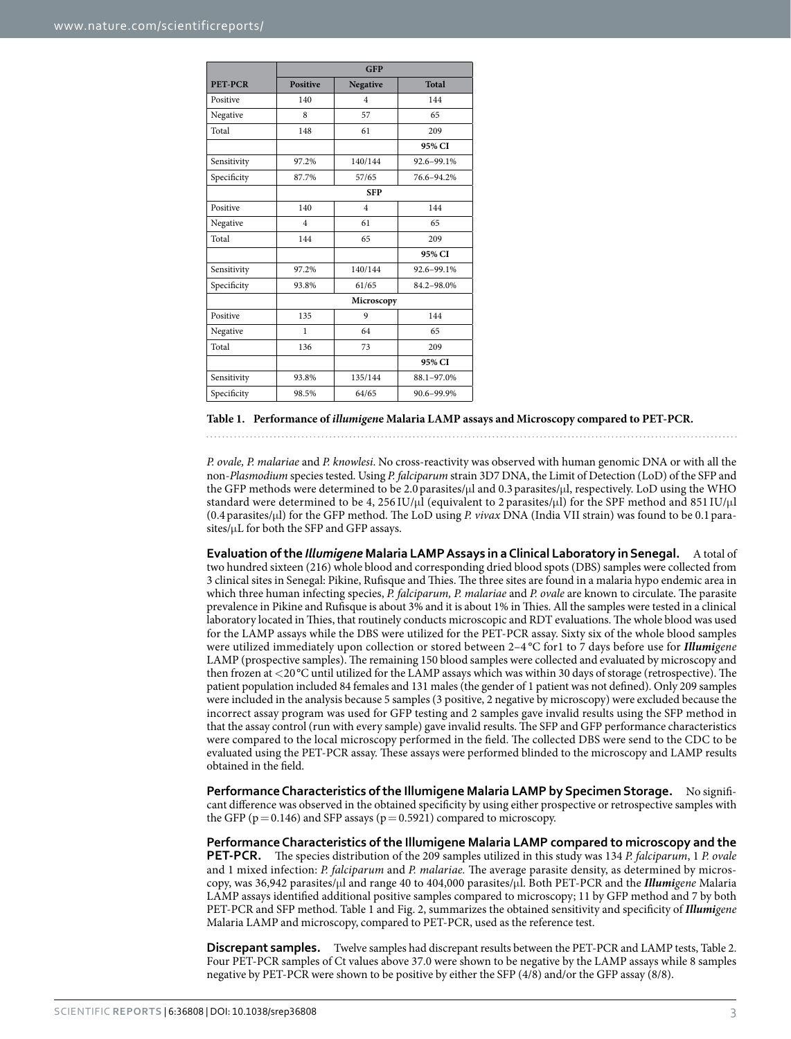| PET-PCR | GFP | | |
|---|---|---|---|
| | **Positive** | **Negative** | **Total** |
| Positive | 140 | 4 | 144 |
| Negative | 8 | 57 | 65 |
| Total | 148 | 61 | 209 |
| | | | **95% CI** |
| Sensitivity | 97.2% | 140/144 | 92.6–99.1% |
| Specificity | 87.7% | 57/65 | 76.6–94.2% |
| | **SFP** | | |
| Positive | 140 | 4 | 144 |
| Negative | 4 | 61 | 65 |
| Total | 144 | 65 | 209 |
| | | | **95% CI** |
| Sensitivity | 97.2% | 140/144 | 92.6–99.1% |
| Specificity | 93.8% | 61/65 | 84.2–98.0% |
| | **Microscopy** | | |
| Positive | 135 | 9 | 144 |
| Negative | 1 | 64 | 65 |
| Total | 136 | 73 | 209 |
| | | | **95% CI** |
| Sensitivity | 93.8% | 135/144 | 88.1–97.0% |
| Specificity | 98.5% | 64/65 | 90.6–99.9% |

**Table 1. Performance of *illumigene* Malaria LAMP assays and Microscopy compared to PET-PCR.**

*P. ovale, P. malariae* and *P. knowlesi*. No cross-reactivity was observed with human genomic DNA or with all the non-*Plasmodium* species tested. Using *P. falciparum* strain 3D7 DNA, the Limit of Detection (LoD) of the SFP and the GFP methods were determined to be 2.0 parasites/μl and 0.3 parasites/μl, respectively. LoD using the WHO standard were determined to be 4, 256 IU/μl (equivalent to 2 parasites/μl) for the SPF method and 851 IU/μl (0.4 parasites/μl) for the GFP method. The LoD using *P. vivax* DNA (India VII strain) was found to be 0.1 parasites/μL for both the SFP and GFP assays.

**Evaluation of the *Illumigene* Malaria LAMP Assays in a Clinical Laboratory in Senegal.** A total of two hundred sixteen (216) whole blood and corresponding dried blood spots (DBS) samples were collected from 3 clinical sites in Senegal: Pikine, Rufisque and Thies. The three sites are found in a malaria hypo endemic area in which three human infecting species, *P. falciparum, P. malariae* and *P. ovale* are known to circulate. The parasite prevalence in Pikine and Rufisque is about 3% and it is about 1% in Thies. All the samples were tested in a clinical laboratory located in Thies, that routinely conducts microscopic and RDT evaluations. The whole blood was used for the LAMP assays while the DBS were utilized for the PET-PCR assay. Sixty six of the whole blood samples were utilized immediately upon collection or stored between 2–4 °C for1 to 7 days before use for ***Illumi****gene* LAMP (prospective samples). The remaining 150 blood samples were collected and evaluated by microscopy and then frozen at <20 °C until utilized for the LAMP assays which was within 30 days of storage (retrospective). The patient population included 84 females and 131 males (the gender of 1 patient was not defined). Only 209 samples were included in the analysis because 5 samples (3 positive, 2 negative by microscopy) were excluded because the incorrect assay program was used for GFP testing and 2 samples gave invalid results using the SFP method in that the assay control (run with every sample) gave invalid results. The SFP and GFP performance characteristics were compared to the local microscopy performed in the field. The collected DBS were send to the CDC to be evaluated using the PET-PCR assay. These assays were performed blinded to the microscopy and LAMP results obtained in the field.

**Performance Characteristics of the Illumigene Malaria LAMP by Specimen Storage.** No significant difference was observed in the obtained specificity by using either prospective or retrospective samples with the GFP ($p = 0.146$) and SFP assays ($p = 0.5921$) compared to microscopy.

**Performance Characteristics of the Illumigene Malaria LAMP compared to microscopy and the PET-PCR.** The species distribution of the 209 samples utilized in this study was 134 *P. falciparum*, 1 *P. ovale* and 1 mixed infection: *P. falciparum* and *P. malariae.* The average parasite density, as determined by microscopy, was 36,942 parasites/μl and range 40 to 404,000 parasites/μl. Both PET-PCR and the ***Illumi****gene* Malaria LAMP assays identified additional positive samples compared to microscopy; 11 by GFP method and 7 by both PET-PCR and SFP method. Table 1 and Fig. 2, summarizes the obtained sensitivity and specificity of ***Illumi****gene* Malaria LAMP and microscopy, compared to PET-PCR, used as the reference test.

**Discrepant samples.** Twelve samples had discrepant results between the PET-PCR and LAMP tests, Table 2. Four PET-PCR samples of Ct values above 37.0 were shown to be negative by the LAMP assays while 8 samples negative by PET-PCR were shown to be positive by either the SFP (4/8) and/or the GFP assay (8/8).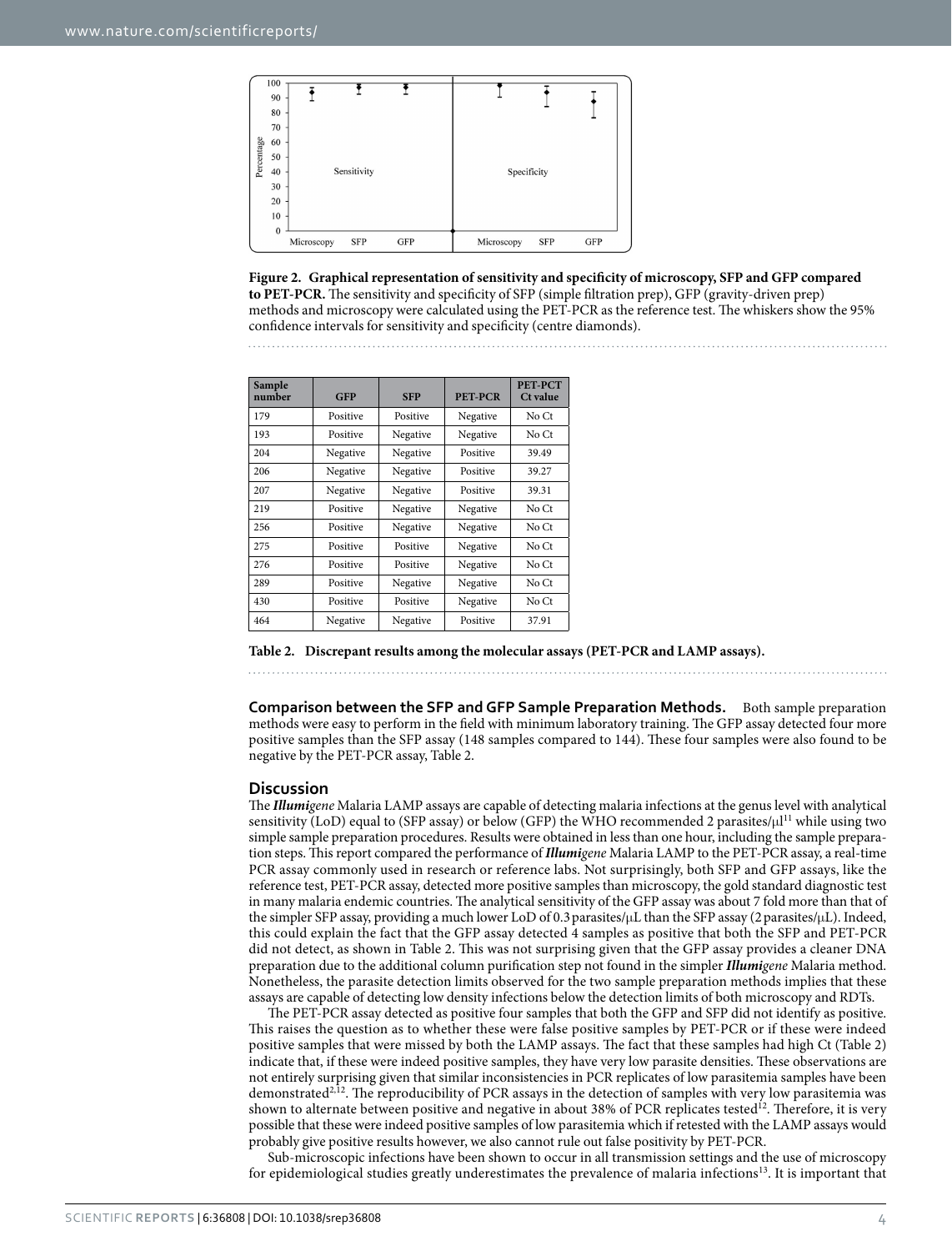**Figure 2. Graphical representation of sensitivity and specificity of microscopy, SFP and GFP compared to PET-PCR.** The sensitivity and specificity of SFP (simple filtration prep), GFP (gravity-driven prep) methods and microscopy were calculated using the PET-PCR as the reference test. The whiskers show the 95% confidence intervals for sensitivity and specificity (centre diamonds).

| Sample number | GFP | SFP | PET-PCR | PET-PCT Ct value |
|---|---|---|---|---|
| 179 | Positive | Positive | Negative | No Ct |
| 193 | Positive | Negative | Negative | No Ct |
| 204 | Negative | Negative | Positive | 39.49 |
| 206 | Negative | Negative | Positive | 39.27 |
| 207 | Negative | Negative | Positive | 39.31 |
| 219 | Positive | Negative | Negative | No Ct |
| 256 | Positive | Negative | Negative | No Ct |
| 275 | Positive | Positive | Negative | No Ct |
| 276 | Positive | Positive | Negative | No Ct |
| 289 | Positive | Negative | Negative | No Ct |
| 430 | Positive | Positive | Negative | No Ct |
| 464 | Negative | Negative | Positive | 37.91 |

**Table 2. Discrepant results among the molecular assays (PET-PCR and LAMP assays).**

**Comparison between the SFP and GFP Sample Preparation Methods.** Both sample preparation methods were easy to perform in the field with minimum laboratory training. The GFP assay detected four more positive samples than the SFP assay (148 samples compared to 144). These four samples were also found to be negative by the PET-PCR assay, Table 2.

## Discussion

The ***Illumigene*** Malaria LAMP assays are capable of detecting malaria infections at the genus level with analytical sensitivity (LoD) equal to (SFP assay) or below (GFP) the WHO recommended 2 parasites/μl[11] while using two simple sample preparation procedures. Results were obtained in less than one hour, including the sample preparation steps. This report compared the performance of ***Illumigene*** Malaria LAMP to the PET-PCR assay, a real-time PCR assay commonly used in research or reference labs. Not surprisingly, both SFP and GFP assays, like the reference test, PET-PCR assay, detected more positive samples than microscopy, the gold standard diagnostic test in many malaria endemic countries. The analytical sensitivity of the GFP assay was about 7 fold more than that of the simpler SFP assay, providing a much lower LoD of 0.3 parasites/μL than the SFP assay (2 parasites/μL). Indeed, this could explain the fact that the GFP assay detected 4 samples as positive that both the SFP and PET-PCR did not detect, as shown in Table 2. This was not surprising given that the GFP assay provides a cleaner DNA preparation due to the additional column purification step not found in the simpler ***Illumigene*** Malaria method. Nonetheless, the parasite detection limits observed for the two sample preparation methods implies that these assays are capable of detecting low density infections below the detection limits of both microscopy and RDTs.

The PET-PCR assay detected as positive four samples that both the GFP and SFP did not identify as positive. This raises the question as to whether these were false positive samples by PET-PCR or if these were indeed positive samples that were missed by both the LAMP assays. The fact that these samples had high Ct (Table 2) indicate that, if these were indeed positive samples, they have very low parasite densities. These observations are not entirely surprising given that similar inconsistencies in PCR replicates of low parasitemia samples have been demonstrated[2,12]. The reproducibility of PCR assays in the detection of samples with very low parasitemia was shown to alternate between positive and negative in about 38% of PCR replicates tested[12]. Therefore, it is very possible that these were indeed positive samples of low parasitemia which if retested with the LAMP assays would probably give positive results however, we also cannot rule out false positivity by PET-PCR.

Sub-microscopic infections have been shown to occur in all transmission settings and the use of microscopy for epidemiological studies greatly underestimates the prevalence of malaria infections[13]. It is important that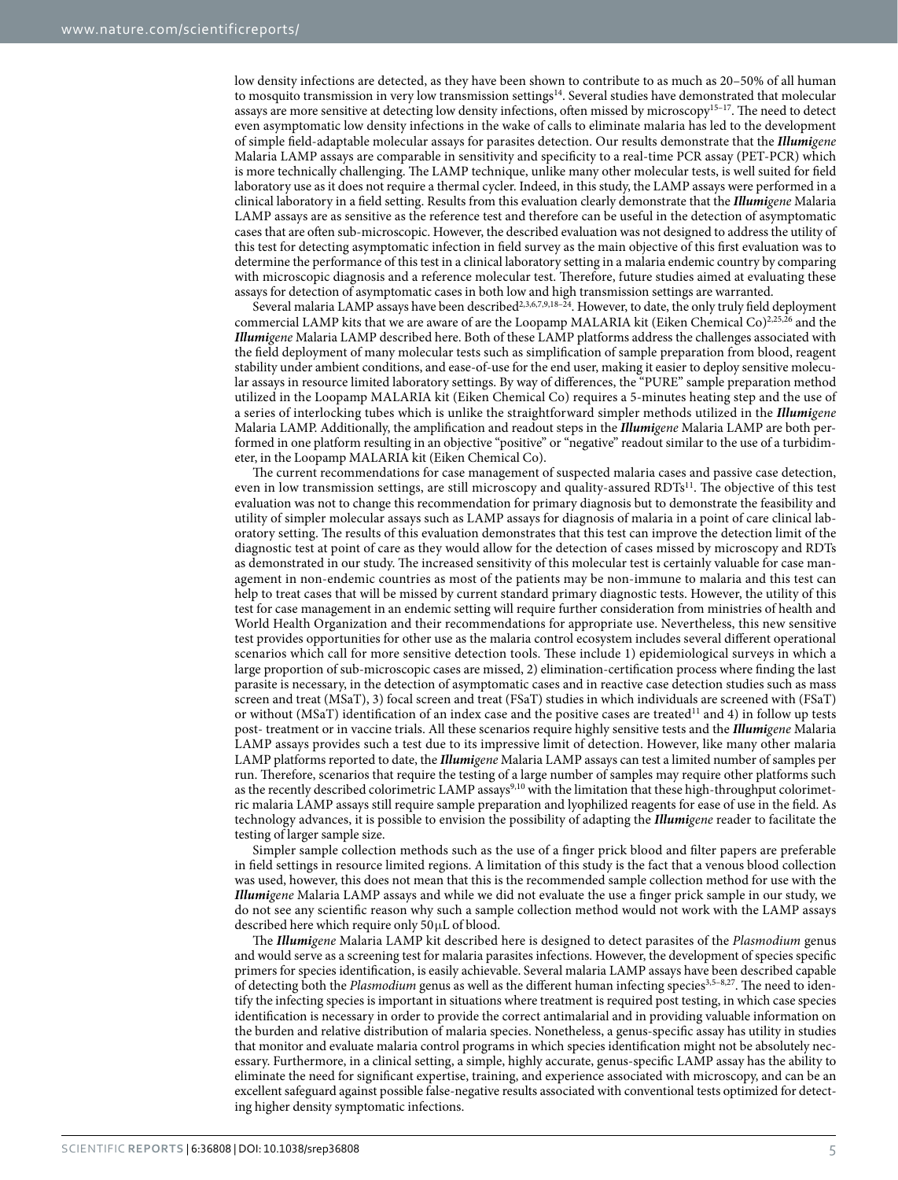low density infections are detected, as they have been shown to contribute to as much as 20–50% of all human to mosquito transmission in very low transmission settings[14]. Several studies have demonstrated that molecular assays are more sensitive at detecting low density infections, often missed by microscopy[15–17]. The need to detect even asymptomatic low density infections in the wake of calls to eliminate malaria has led to the development of simple field-adaptable molecular assays for parasites detection. Our results demonstrate that the ***Illumi**gene* Malaria LAMP assays are comparable in sensitivity and specificity to a real-time PCR assay (PET-PCR) which is more technically challenging. The LAMP technique, unlike many other molecular tests, is well suited for field laboratory use as it does not require a thermal cycler. Indeed, in this study, the LAMP assays were performed in a clinical laboratory in a field setting. Results from this evaluation clearly demonstrate that the ***Illumi**gene* Malaria LAMP assays are as sensitive as the reference test and therefore can be useful in the detection of asymptomatic cases that are often sub-microscopic. However, the described evaluation was not designed to address the utility of this test for detecting asymptomatic infection in field survey as the main objective of this first evaluation was to determine the performance of this test in a clinical laboratory setting in a malaria endemic country by comparing with microscopic diagnosis and a reference molecular test. Therefore, future studies aimed at evaluating these assays for detection of asymptomatic cases in both low and high transmission settings are warranted.

Several malaria LAMP assays have been described[2,3,6,7,9,18–24]. However, to date, the only truly field deployment commercial LAMP kits that we are aware of are the Loopamp MALARIA kit (Eiken Chemical Co)[2,25,26] and the ***Illumi**gene* Malaria LAMP described here. Both of these LAMP platforms address the challenges associated with the field deployment of many molecular tests such as simplification of sample preparation from blood, reagent stability under ambient conditions, and ease-of-use for the end user, making it easier to deploy sensitive molecular assays in resource limited laboratory settings. By way of differences, the "PURE" sample preparation method utilized in the Loopamp MALARIA kit (Eiken Chemical Co) requires a 5-minutes heating step and the use of a series of interlocking tubes which is unlike the straightforward simpler methods utilized in the ***Illumi**gene* Malaria LAMP. Additionally, the amplification and readout steps in the ***Illumi**gene* Malaria LAMP are both performed in one platform resulting in an objective "positive" or "negative" readout similar to the use of a turbidimeter, in the Loopamp MALARIA kit (Eiken Chemical Co).

The current recommendations for case management of suspected malaria cases and passive case detection, even in low transmission settings, are still microscopy and quality-assured RDTs[11]. The objective of this test evaluation was not to change this recommendation for primary diagnosis but to demonstrate the feasibility and utility of simpler molecular assays such as LAMP assays for diagnosis of malaria in a point of care clinical laboratory setting. The results of this evaluation demonstrates that this test can improve the detection limit of the diagnostic test at point of care as they would allow for the detection of cases missed by microscopy and RDTs as demonstrated in our study. The increased sensitivity of this molecular test is certainly valuable for case management in non-endemic countries as most of the patients may be non-immune to malaria and this test can help to treat cases that will be missed by current standard primary diagnostic tests. However, the utility of this test for case management in an endemic setting will require further consideration from ministries of health and World Health Organization and their recommendations for appropriate use. Nevertheless, this new sensitive test provides opportunities for other use as the malaria control ecosystem includes several different operational scenarios which call for more sensitive detection tools. These include 1) epidemiological surveys in which a large proportion of sub-microscopic cases are missed, 2) elimination-certification process where finding the last parasite is necessary, in the detection of asymptomatic cases and in reactive case detection studies such as mass screen and treat (MSaT), 3) focal screen and treat (FSaT) studies in which individuals are screened with (FSaT) or without (MSaT) identification of an index case and the positive cases are treated[11] and 4) in follow up tests post- treatment or in vaccine trials. All these scenarios require highly sensitive tests and the ***Illumi**gene* Malaria LAMP assays provides such a test due to its impressive limit of detection. However, like many other malaria LAMP platforms reported to date, the ***Illumi**gene* Malaria LAMP assays can test a limited number of samples per run. Therefore, scenarios that require the testing of a large number of samples may require other platforms such as the recently described colorimetric LAMP assays[9,10] with the limitation that these high-throughput colorimetric malaria LAMP assays still require sample preparation and lyophilized reagents for ease of use in the field. As technology advances, it is possible to envision the possibility of adapting the ***Illumi**gene* reader to facilitate the testing of larger sample size.

Simpler sample collection methods such as the use of a finger prick blood and filter papers are preferable in field settings in resource limited regions. A limitation of this study is the fact that a venous blood collection was used, however, this does not mean that this is the recommended sample collection method for use with the ***Illumi**gene* Malaria LAMP assays and while we did not evaluate the use a finger prick sample in our study, we do not see any scientific reason why such a sample collection method would not work with the LAMP assays described here which require only 50 μL of blood.

The ***Illumi**gene* Malaria LAMP kit described here is designed to detect parasites of the *Plasmodium* genus and would serve as a screening test for malaria parasites infections. However, the development of species specific primers for species identification, is easily achievable. Several malaria LAMP assays have been described capable of detecting both the *Plasmodium* genus as well as the different human infecting species[3,5–8,27]. The need to identify the infecting species is important in situations where treatment is required post testing, in which case species identification is necessary in order to provide the correct antimalarial and in providing valuable information on the burden and relative distribution of malaria species. Nonetheless, a genus-specific assay has utility in studies that monitor and evaluate malaria control programs in which species identification might not be absolutely necessary. Furthermore, in a clinical setting, a simple, highly accurate, genus-specific LAMP assay has the ability to eliminate the need for significant expertise, training, and experience associated with microscopy, and can be an excellent safeguard against possible false-negative results associated with conventional tests optimized for detecting higher density symptomatic infections.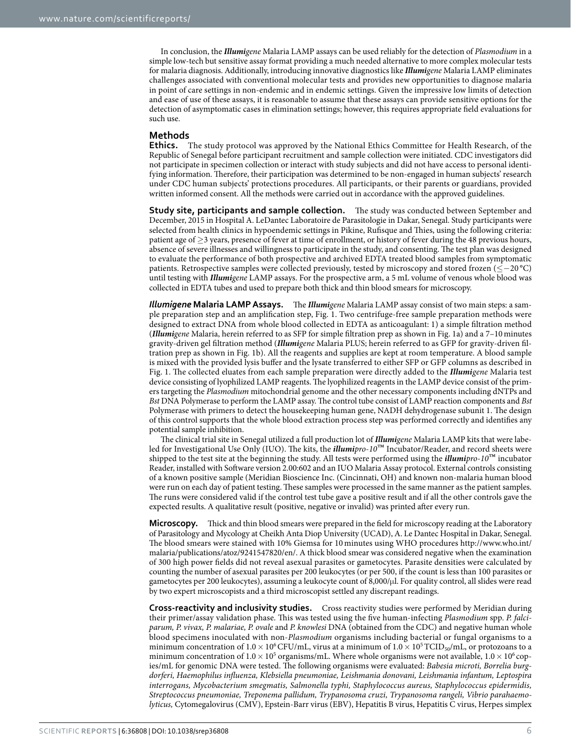In conclusion, the ***Illumi**gene* Malaria LAMP assays can be used reliably for the detection of *Plasmodium* in a simple low-tech but sensitive assay format providing a much needed alternative to more complex molecular tests for malaria diagnosis. Additionally, introducing innovative diagnostics like ***Illumi**gene* Malaria LAMP eliminates challenges associated with conventional molecular tests and provides new opportunities to diagnose malaria in point of care settings in non-endemic and in endemic settings. Given the impressive low limits of detection and ease of use of these assays, it is reasonable to assume that these assays can provide sensitive options for the detection of asymptomatic cases in elimination settings; however, this requires appropriate field evaluations for such use.

## Methods

**Ethics.** The study protocol was approved by the National Ethics Committee for Health Research, of the Republic of Senegal before participant recruitment and sample collection were initiated. CDC investigators did not participate in specimen collection or interact with study subjects and did not have access to personal identifying information. Therefore, their participation was determined to be non-engaged in human subjects' research under CDC human subjects' protections procedures. All participants, or their parents or guardians, provided written informed consent. All the methods were carried out in accordance with the approved guidelines.

**Study site, participants and sample collection.** The study was conducted between September and December, 2015 in Hospital A. LeDantec Laboratoire de Parasitologie in Dakar, Senegal. Study participants were selected from health clinics in hypoendemic settings in Pikine, Rufisque and Thies, using the following criteria: patient age of $\geq$3 years, presence of fever at time of enrollment, or history of fever during the 48 previous hours, absence of severe illnesses and willingness to participate in the study, and consenting. The test plan was designed to evaluate the performance of both prospective and archived EDTA treated blood samples from symptomatic patients. Retrospective samples were collected previously, tested by microscopy and stored frozen ($\leq -20$ °C) until testing with ***Illumi**gene* LAMP assays. For the prospective arm, a 5 mL volume of venous whole blood was collected in EDTA tubes and used to prepare both thick and thin blood smears for microscopy.

***Illumigene* Malaria LAMP Assays.** The ***Illumi**gene* Malaria LAMP assay consist of two main steps: a sample preparation step and an amplification step, Fig. 1. Two centrifuge-free sample preparation methods were designed to extract DNA from whole blood collected in EDTA as anticoagulant: 1) a simple filtration method (***Illumi**gene* Malaria, herein referred to as SFP for simple filtration prep as shown in Fig. 1a) and a 7–10 minutes gravity-driven gel filtration method (***Illumi**gene* Malaria PLUS; herein referred to as GFP for gravity-driven filtration prep as shown in Fig. 1b). All the reagents and supplies are kept at room temperature. A blood sample is mixed with the provided lysis buffer and the lysate transferred to either SFP or GFP columns as described in Fig. 1. The collected eluates from each sample preparation were directly added to the ***Illumi**gene* Malaria test device consisting of lyophilized LAMP reagents. The lyophilized reagents in the LAMP device consist of the primers targeting the *Plasmodium* mitochondrial genome and the other necessary components including dNTPs and *Bst* DNA Polymerase to perform the LAMP assay. The control tube consist of LAMP reaction components and *Bst* Polymerase with primers to detect the housekeeping human gene, NADH dehydrogenase subunit 1. The design of this control supports that the whole blood extraction process step was performed correctly and identifies any potential sample inhibition.

The clinical trial site in Senegal utilized a full production lot of ***Illumi**gene* Malaria LAMP kits that were labeled for Investigational Use Only (IUO). The kits, the ***illumi**pro-10*™ Incubator/Reader, and record sheets were shipped to the test site at the beginning the study. All tests were performed using the ***illumi**pro-10*™ incubator Reader, installed with Software version 2.00:602 and an IUO Malaria Assay protocol. External controls consisting of a known positive sample (Meridian Bioscience Inc. (Cincinnati, OH) and known non-malaria human blood were run on each day of patient testing. These samples were processed in the same manner as the patient samples. The runs were considered valid if the control test tube gave a positive result and if all the other controls gave the expected results. A qualitative result (positive, negative or invalid) was printed after every run.

**Microscopy.** Thick and thin blood smears were prepared in the field for microscopy reading at the Laboratory of Parasitology and Mycology at Cheikh Anta Diop University (UCAD), A. Le Dantec Hospital in Dakar, Senegal. The blood smears were stained with 10% Giemsa for 10 minutes using WHO procedures http://www.who.int/malaria/publications/atoz/9241547820/en/. A thick blood smear was considered negative when the examination of 300 high power fields did not reveal asexual parasites or gametocytes. Parasite densities were calculated by counting the number of asexual parasites per 200 leukocytes (or per 500, if the count is less than 100 parasites or gametocytes per 200 leukocytes), assuming a leukocyte count of 8,000/μl. For quality control, all slides were read by two expert microscopists and a third microscopist settled any discrepant readings.

**Cross-reactivity and inclusivity studies.** Cross reactivity studies were performed by Meridian during their primer/assay validation phase. This was tested using the five human-infecting *Plasmodium* spp. *P. falciparum, P. vivax, P. malariae, P. ovale* and *P. knowlesi* DNA (obtained from the CDC) and negative human whole blood specimens inoculated with non-*Plasmodium* organisms including bacterial or fungal organisms to a minimum concentration of $1.0 \times 10^6$ CFU/mL, virus at a minimum of $1.0 \times 10^5$ $TCID_{50}$/mL, or protozoans to a minimum concentration of $1.0 \times 10^5$ organisms/mL. Where whole organisms were not available, $1.0 \times 10^6$ copies/mL for genomic DNA were tested. The following organisms were evaluated: *Babesia microti, Borrelia burgdorferi, Haemophilus influenza, Klebsiella pneumoniae, Leishmania donovani, Leishmania infantum, Leptospira interrogans, Mycobacterium smegmatis, Salmonella typhi, Staphylococcus aureus, Staphylococcus epidermidis, Streptococcus pneumoniae, Treponema pallidum, Trypanosoma cruzi, Trypanosoma rangeli, Vibrio parahaemolyticus,* Cytomegalovirus (CMV), Epstein-Barr virus (EBV), Hepatitis B virus, Hepatitis C virus, Herpes simplex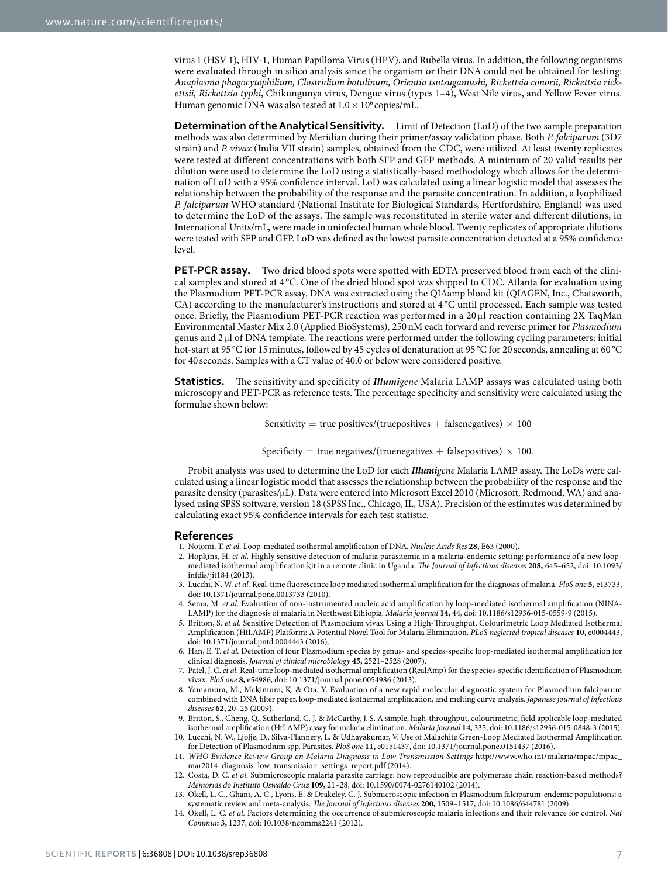virus 1 (HSV 1), HIV-1, Human Papilloma Virus (HPV), and Rubella virus. In addition, the following organisms were evaluated through in silico analysis since the organism or their DNA could not be obtained for testing: *Anaplasma phagocytophilium, Clostridium botulinum, Orientia tsutsugamushi, Rickettsia conorii, Rickettsia rickettsii, Rickettsia typhi*, Chikungunya virus, Dengue virus (types 1–4), West Nile virus, and Yellow Fever virus. Human genomic DNA was also tested at $1.0 \times 10^6$ copies/mL.

**Determination of the Analytical Sensitivity.** Limit of Detection (LoD) of the two sample preparation methods was also determined by Meridian during their primer/assay validation phase. Both *P. falciparum* (3D7 strain) and *P. vivax* (India VII strain) samples, obtained from the CDC, were utilized. At least twenty replicates were tested at different concentrations with both SFP and GFP methods. A minimum of 20 valid results per dilution were used to determine the LoD using a statistically-based methodology which allows for the determination of LoD with a 95% confidence interval. LoD was calculated using a linear logistic model that assesses the relationship between the probability of the response and the parasite concentration. In addition, a lyophilized *P. falciparum* WHO standard (National Institute for Biological Standards, Hertfordshire, England) was used to determine the LoD of the assays. The sample was reconstituted in sterile water and different dilutions, in International Units/mL, were made in uninfected human whole blood. Twenty replicates of appropriate dilutions were tested with SFP and GFP. LoD was defined as the lowest parasite concentration detected at a 95% confidence level.

**PET-PCR assay.** Two dried blood spots were spotted with EDTA preserved blood from each of the clinical samples and stored at 4 °C. One of the dried blood spot was shipped to CDC, Atlanta for evaluation using the Plasmodium PET-PCR assay. DNA was extracted using the QIAamp blood kit (QIAGEN, Inc., Chatsworth, CA) according to the manufacturer's instructions and stored at 4 °C until processed. Each sample was tested once. Briefly, the Plasmodium PET-PCR reaction was performed in a 20 μl reaction containing 2X TaqMan Environmental Master Mix 2.0 (Applied BioSystems), 250 nM each forward and reverse primer for *Plasmodium* genus and 2 μl of DNA template. The reactions were performed under the following cycling parameters: initial hot-start at 95 °C for 15 minutes, followed by 45 cycles of denaturation at 95 °C for 20 seconds, annealing at 60 °C for 40 seconds. Samples with a CT value of 40.0 or below were considered positive.

**Statistics.** The sensitivity and specificity of ***Illumi**gene* Malaria LAMP assays was calculated using both microscopy and PET-PCR as reference tests. The percentage specificity and sensitivity were calculated using the formulae shown below:

$$\text{Sensitivity} = \text{true positives}/(\text{truepositives} + \text{falsenegatives}) \times 100$$

$$\text{Specificity} = \text{true negatives}/(\text{truenegatives} + \text{falsepositives}) \times 100.$$

Probit analysis was used to determine the LoD for each ***Illumi**gene* Malaria LAMP assay. The LoDs were calculated using a linear logistic model that assesses the relationship between the probability of the response and the parasite density (parasites/μL). Data were entered into Microsoft Excel 2010 (Microsoft, Redmond, WA) and analysed using SPSS software, version 18 (SPSS Inc., Chicago, IL, USA). Precision of the estimates was determined by calculating exact 95% confidence intervals for each test statistic.

## References

1. Notomi, T. *et al.* Loop-mediated isothermal amplification of DNA. *Nucleic Acids Res* **28,** E63 (2000).
2. Hopkins, H. *et al.* Highly sensitive detection of malaria parasitemia in a malaria-endemic setting: performance of a new loop-mediated isothermal amplification kit in a remote clinic in Uganda. *The Journal of infectious diseases* **208,** 645–652, doi: 10.1093/infdis/jit184 (2013).
3. Lucchi, N. W. *et al.* Real-time fluorescence loop mediated isothermal amplification for the diagnosis of malaria. *PloS one* **5,** e13733, doi: 10.1371/journal.pone.0013733 (2010).
4. Sema, M. *et al.* Evaluation of non-instrumented nucleic acid amplification by loop-mediated isothermal amplification (NINA-LAMP) for the diagnosis of malaria in Northwest Ethiopia. *Malaria journal* **14,** 44, doi: 10.1186/s12936-015-0559-9 (2015).
5. Britton, S. *et al.* Sensitive Detection of Plasmodium vivax Using a High-Throughput, Colourimetric Loop Mediated Isothermal Amplification (HtLAMP) Platform: A Potential Novel Tool for Malaria Elimination. *PLoS neglected tropical diseases* **10,** e0004443, doi: 10.1371/journal.pntd.0004443 (2016).
6. Han, E. T. *et al.* Detection of four Plasmodium species by genus- and species-specific loop-mediated isothermal amplification for clinical diagnosis. *Journal of clinical microbiology* **45,** 2521–2528 (2007).
7. Patel, J. C. *et al.* Real-time loop-mediated isothermal amplification (RealAmp) for the species-specific identification of Plasmodium vivax. *PloS one* **8,** e54986, doi: 10.1371/journal.pone.0054986 (2013).
8. Yamamura, M., Makimura, K. & Ota, Y. Evaluation of a new rapid molecular diagnostic system for Plasmodium falciparum combined with DNA filter paper, loop-mediated isothermal amplification, and melting curve analysis. *Japanese journal of infectious diseases* **62,** 20–25 (2009).
9. Britton, S., Cheng, Q., Sutherland, C. J. & McCarthy, J. S. A simple, high-throughput, colourimetric, field applicable loop-mediated isothermal amplification (HtLAMP) assay for malaria elimination. *Malaria journal* **14,** 335, doi: 10.1186/s12936-015-0848-3 (2015).
10. Lucchi, N. W., Ljolje, D., Silva-Flannery, L. & Udhayakumar, V. Use of Malachite Green-Loop Mediated Isothermal Amplification for Detection of Plasmodium spp. Parasites. *PloS one* **11,** e0151437, doi: 10.1371/journal.pone.0151437 (2016).
11. *WHO Evidence Review Group on Malaria Diagnosis in Low Transmission Settings* http://www.who.int/malaria/mpac/mpac_mar2014_diagnosis_low_transmission_settings_report.pdf (2014).
12. Costa, D. C. *et al.* Submicroscopic malaria parasite carriage: how reproducible are polymerase chain reaction-based methods? *Memorias do Instituto Oswaldo Cruz* **109,** 21–28, doi: 10.1590/0074-0276140102 (2014).
13. Okell, L. C., Ghani, A. C., Lyons, E. & Drakeley, C. J. Submicroscopic infection in Plasmodium falciparum-endemic populations: a systematic review and meta-analysis. *The Journal of infectious diseases* **200,** 1509–1517, doi: 10.1086/644781 (2009).
14. Okell, L. C. *et al.* Factors determining the occurrence of submicroscopic malaria infections and their relevance for control. *Nat Commun* **3,** 1237, doi: 10.1038/ncomms2241 (2012).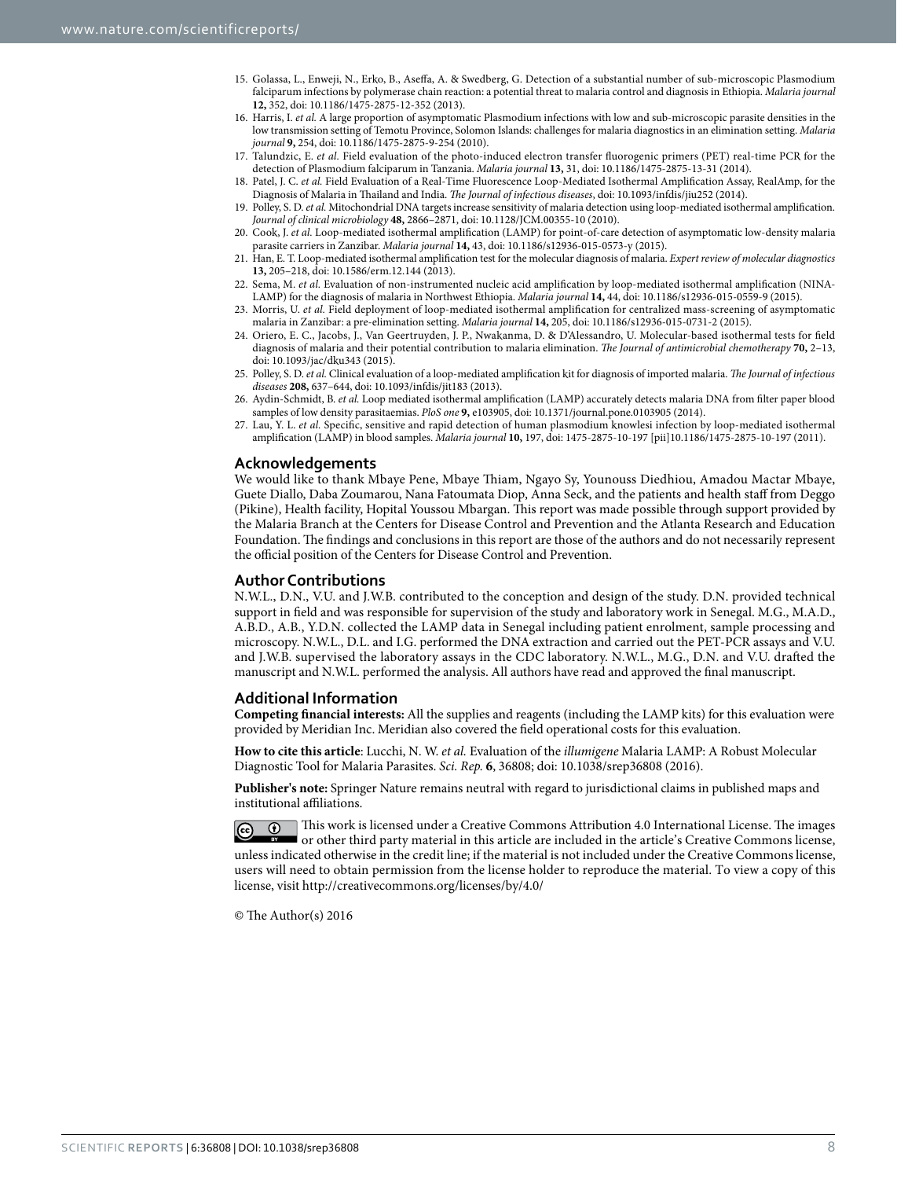15. Golassa, L., Enweji, N., Erko, B., Aseffa, A. & Swedberg, G. Detection of a substantial number of sub-microscopic Plasmodium falciparum infections by polymerase chain reaction: a potential threat to malaria control and diagnosis in Ethiopia. *Malaria journal* **12,** 352, doi: 10.1186/1475-2875-12-352 (2013).
16. Harris, I. *et al.* A large proportion of asymptomatic Plasmodium infections with low and sub-microscopic parasite densities in the low transmission setting of Temotu Province, Solomon Islands: challenges for malaria diagnostics in an elimination setting. *Malaria journal* **9,** 254, doi: 10.1186/1475-2875-9-254 (2010).
17. Talundzic, E. *et al.* Field evaluation of the photo-induced electron transfer fluorogenic primers (PET) real-time PCR for the detection of Plasmodium falciparum in Tanzania. *Malaria journal* **13,** 31, doi: 10.1186/1475-2875-13-31 (2014).
18. Patel, J. C. *et al.* Field Evaluation of a Real-Time Fluorescence Loop-Mediated Isothermal Amplification Assay, RealAmp, for the Diagnosis of Malaria in Thailand and India. *The Journal of infectious diseases*, doi: 10.1093/infdis/jiu252 (2014).
19. Polley, S. D. *et al.* Mitochondrial DNA targets increase sensitivity of malaria detection using loop-mediated isothermal amplification. *Journal of clinical microbiology* **48,** 2866–2871, doi: 10.1128/JCM.00355-10 (2010).
20. Cook, J. *et al.* Loop-mediated isothermal amplification (LAMP) for point-of-care detection of asymptomatic low-density malaria parasite carriers in Zanzibar. *Malaria journal* **14,** 43, doi: 10.1186/s12936-015-0573-y (2015).
21. Han, E. T. Loop-mediated isothermal amplification test for the molecular diagnosis of malaria. *Expert review of molecular diagnostics* **13,** 205–218, doi: 10.1586/erm.12.144 (2013).
22. Sema, M. *et al.* Evaluation of non-instrumented nucleic acid amplification by loop-mediated isothermal amplification (NINA-LAMP) for the diagnosis of malaria in Northwest Ethiopia. *Malaria journal* **14,** 44, doi: 10.1186/s12936-015-0559-9 (2015).
23. Morris, U. *et al.* Field deployment of loop-mediated isothermal amplification for centralized mass-screening of asymptomatic malaria in Zanzibar: a pre-elimination setting. *Malaria journal* **14,** 205, doi: 10.1186/s12936-015-0731-2 (2015).
24. Oriero, E. C., Jacobs, J., Van Geertruyden, J. P., Nwakanma, D. & D'Alessandro, U. Molecular-based isothermal tests for field diagnosis of malaria and their potential contribution to malaria elimination. *The Journal of antimicrobial chemotherapy* **70,** 2–13, doi: 10.1093/jac/dku343 (2015).
25. Polley, S. D. *et al.* Clinical evaluation of a loop-mediated amplification kit for diagnosis of imported malaria. *The Journal of infectious diseases* **208,** 637–644, doi: 10.1093/infdis/jit183 (2013).
26. Aydin-Schmidt, B. *et al.* Loop mediated isothermal amplification (LAMP) accurately detects malaria DNA from filter paper blood samples of low density parasitaemias. *PloS one* **9,** e103905, doi: 10.1371/journal.pone.0103905 (2014).
27. Lau, Y. L. *et al.* Specific, sensitive and rapid detection of human plasmodium knowlesi infection by loop-mediated isothermal amplification (LAMP) in blood samples. *Malaria journal* **10,** 197, doi: 1475-2875-10-197 [pii]10.1186/1475-2875-10-197 (2011).

## Acknowledgements

We would like to thank Mbaye Pene, Mbaye Thiam, Ngayo Sy, Younouss Diedhiou, Amadou Mactar Mbaye, Guete Diallo, Daba Zoumarou, Nana Fatoumata Diop, Anna Seck, and the patients and health staff from Deggo (Pikine), Health facility, Hopital Youssou Mbargan. This report was made possible through support provided by the Malaria Branch at the Centers for Disease Control and Prevention and the Atlanta Research and Education Foundation. The findings and conclusions in this report are those of the authors and do not necessarily represent the official position of the Centers for Disease Control and Prevention.

## Author Contributions

N.W.L., D.N., V.U. and J.W.B. contributed to the conception and design of the study. D.N. provided technical support in field and was responsible for supervision of the study and laboratory work in Senegal. M.G., M.A.D., A.B.D., A.B., Y.D.N. collected the LAMP data in Senegal including patient enrolment, sample processing and microscopy. N.W.L., D.L. and I.G. performed the DNA extraction and carried out the PET-PCR assays and V.U. and J.W.B. supervised the laboratory assays in the CDC laboratory. N.W.L., M.G., D.N. and V.U. drafted the manuscript and N.W.L. performed the analysis. All authors have read and approved the final manuscript.

## Additional Information

**Competing financial interests:** All the supplies and reagents (including the LAMP kits) for this evaluation were provided by Meridian Inc. Meridian also covered the field operational costs for this evaluation.

**How to cite this article**: Lucchi, N. W. *et al.* Evaluation of the *illumigene* Malaria LAMP: A Robust Molecular Diagnostic Tool for Malaria Parasites. *Sci. Rep.* **6**, 36808; doi: 10.1038/srep36808 (2016).

**Publisher's note:** Springer Nature remains neutral with regard to jurisdictional claims in published maps and institutional affiliations.

This work is licensed under a Creative Commons Attribution 4.0 International License. The images or other third party material in this article are included in the article's Creative Commons license, unless indicated otherwise in the credit line; if the material is not included under the Creative Commons license, users will need to obtain permission from the license holder to reproduce the material. To view a copy of this license, visit http://creativecommons.org/licenses/by/4.0/

© The Author(s) 2016